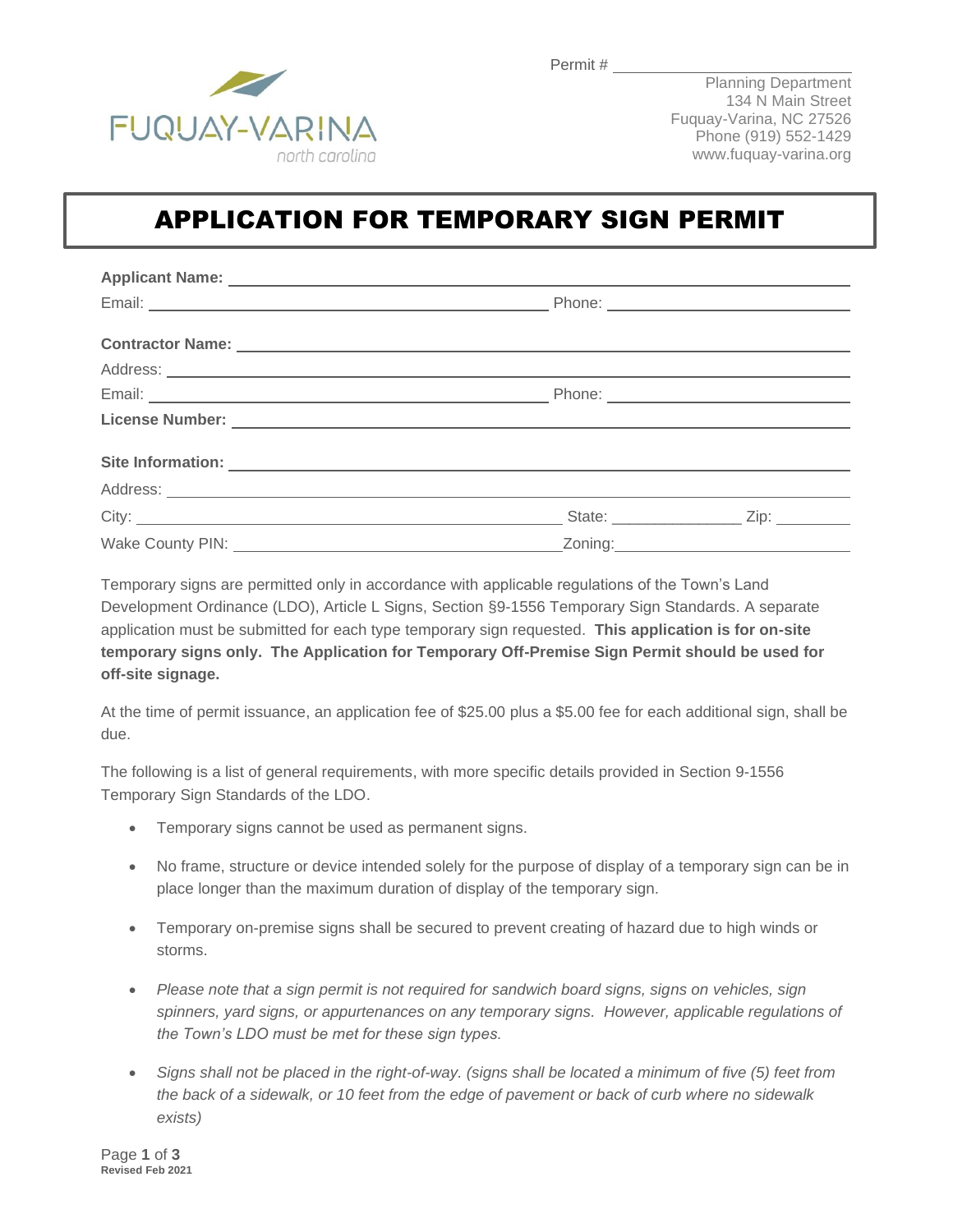FUQUAY-VARINA
north carolina

Permit # ____________________

Planning Department
134 N Main Street
Fuquay-Varina, NC 27526
Phone (919) 552-1429
www.fuquay-varina.org

# APPLICATION FOR TEMPORARY SIGN PERMIT

**Applicant Name:** ____________________

Email: ____________________ Phone: ____________________

**Contractor Name:** ____________________

Address: ____________________

Email: ____________________ Phone: ____________________

**License Number:** ____________________

**Site Information:** ____________________

Address: ____________________

City: ____________________ State: ______________ Zip: ________

Wake County PIN: ____________________ Zoning: ____________________

Temporary signs are permitted only in accordance with applicable regulations of the Town's Land Development Ordinance (LDO), Article L Signs, Section §9-1556 Temporary Sign Standards. A separate application must be submitted for each type temporary sign requested. **This application is for on-site temporary signs only. The Application for Temporary Off-Premise Sign Permit should be used for off-site signage.**

At the time of permit issuance, an application fee of $25.00 plus a $5.00 fee for each additional sign, shall be due.

The following is a list of general requirements, with more specific details provided in Section 9-1556 Temporary Sign Standards of the LDO.

- Temporary signs cannot be used as permanent signs.
- No frame, structure or device intended solely for the purpose of display of a temporary sign can be in place longer than the maximum duration of display of the temporary sign.
- Temporary on-premise signs shall be secured to prevent creating of hazard due to high winds or storms.
- *Please note that a sign permit is not required for sandwich board signs, signs on vehicles, sign spinners, yard signs, or appurtenances on any temporary signs. However, applicable regulations of the Town's LDO must be met for these sign types.*
- *Signs shall not be placed in the right-of-way. (signs shall be located a minimum of five (5) feet from the back of a sidewalk, or 10 feet from the edge of pavement or back of curb where no sidewalk exists)*

Revised Feb 2021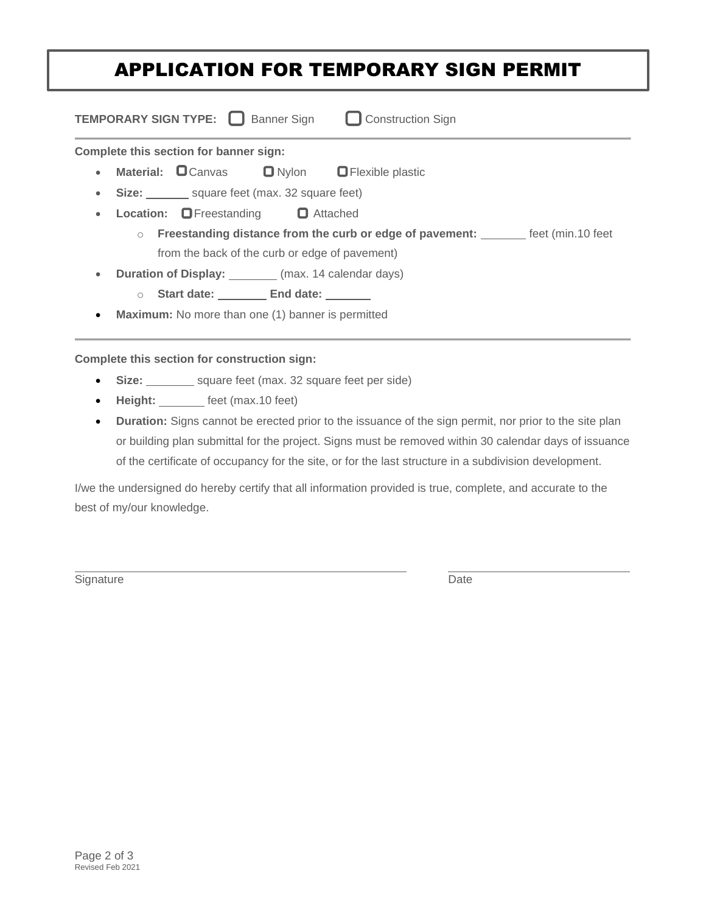# APPLICATION FOR TEMPORARY SIGN PERMIT

**TEMPORARY SIGN TYPE:** ☐ Banner Sign ☐ Construction Sign

---

**Complete this section for banner sign:**

- **Material:** ☐ Canvas ☐ Nylon ☐ Flexible plastic
- **Size:** _______ square feet (max. 32 square feet)
- **Location:** ☐ Freestanding ☐ Attached
  - **Freestanding distance from the curb or edge of pavement:** _______ feet (min.10 feet from the back of the curb or edge of pavement)
- **Duration of Display:** _______ (max. 14 calendar days)
  - **Start date:** _______ **End date:** _______
- **Maximum:** No more than one (1) banner is permitted

---

**Complete this section for construction sign:**

- **Size:** _______ square feet (max. 32 square feet per side)
- **Height:** _______ feet (max.10 feet)
- **Duration:** Signs cannot be erected prior to the issuance of the sign permit, nor prior to the site plan or building plan submittal for the project. Signs must be removed within 30 calendar days of issuance of the certificate of occupancy for the site, or for the last structure in a subdivision development.

I/we the undersigned do hereby certify that all information provided is true, complete, and accurate to the best of my/our knowledge.

_______________________________________ _______________________

Signature Date

Revised Feb 2021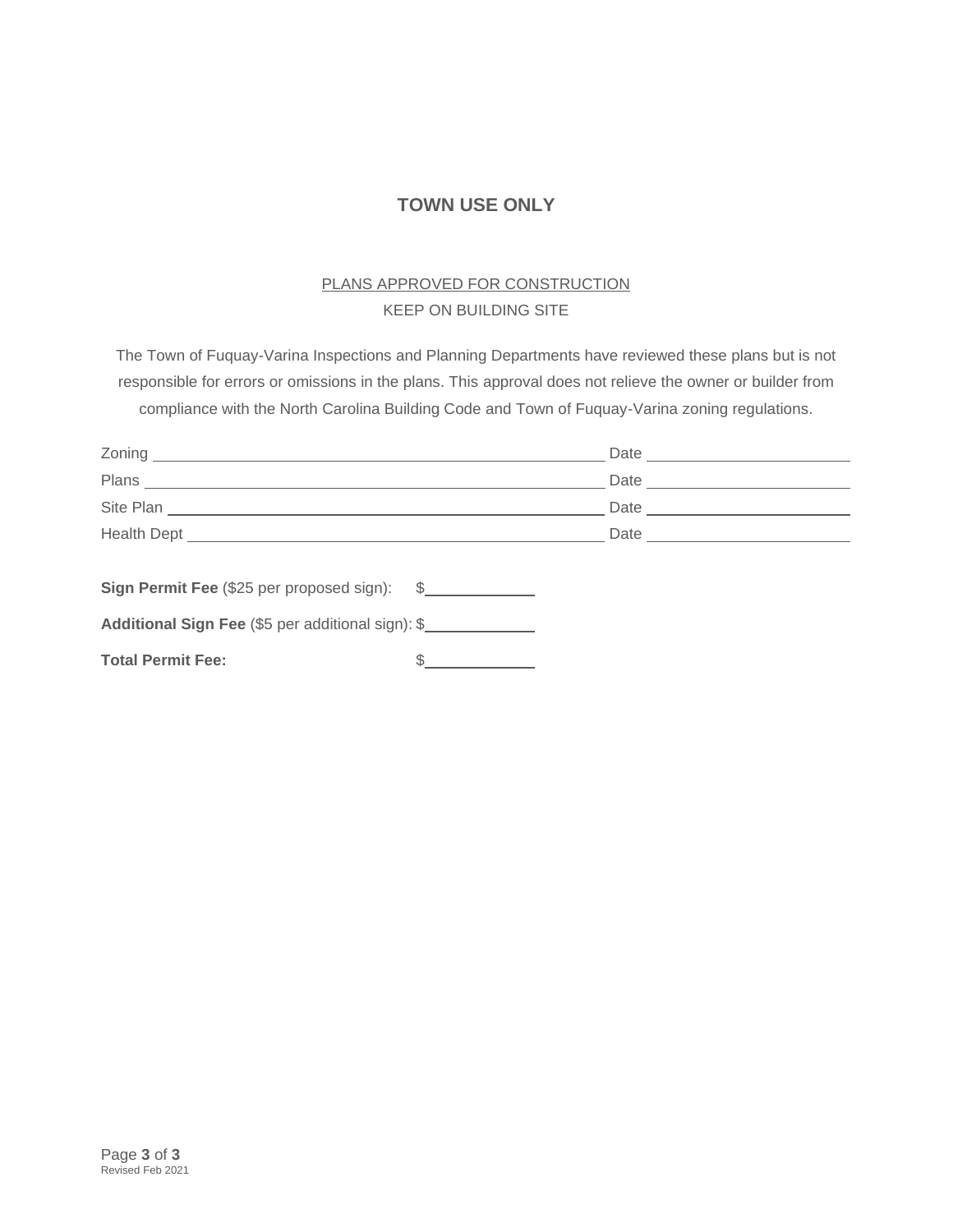## TOWN USE ONLY

PLANS APPROVED FOR CONSTRUCTION

KEEP ON BUILDING SITE

The Town of Fuquay-Varina Inspections and Planning Departments have reviewed these plans but is not responsible for errors or omissions in the plans. This approval does not relieve the owner or builder from compliance with the North Carolina Building Code and Town of Fuquay-Varina zoning regulations.

Zoning ____________________________________________ Date ____________________

Plans _____________________________________________ Date ____________________

Site Plan __________________________________________ Date ____________________

Health Dept ________________________________________ Date ____________________

**Sign Permit Fee** ($25 per proposed sign): $__________

**Additional Sign Fee** ($5 per additional sign): $__________

**Total Permit Fee:** $__________

Revised Feb 2021